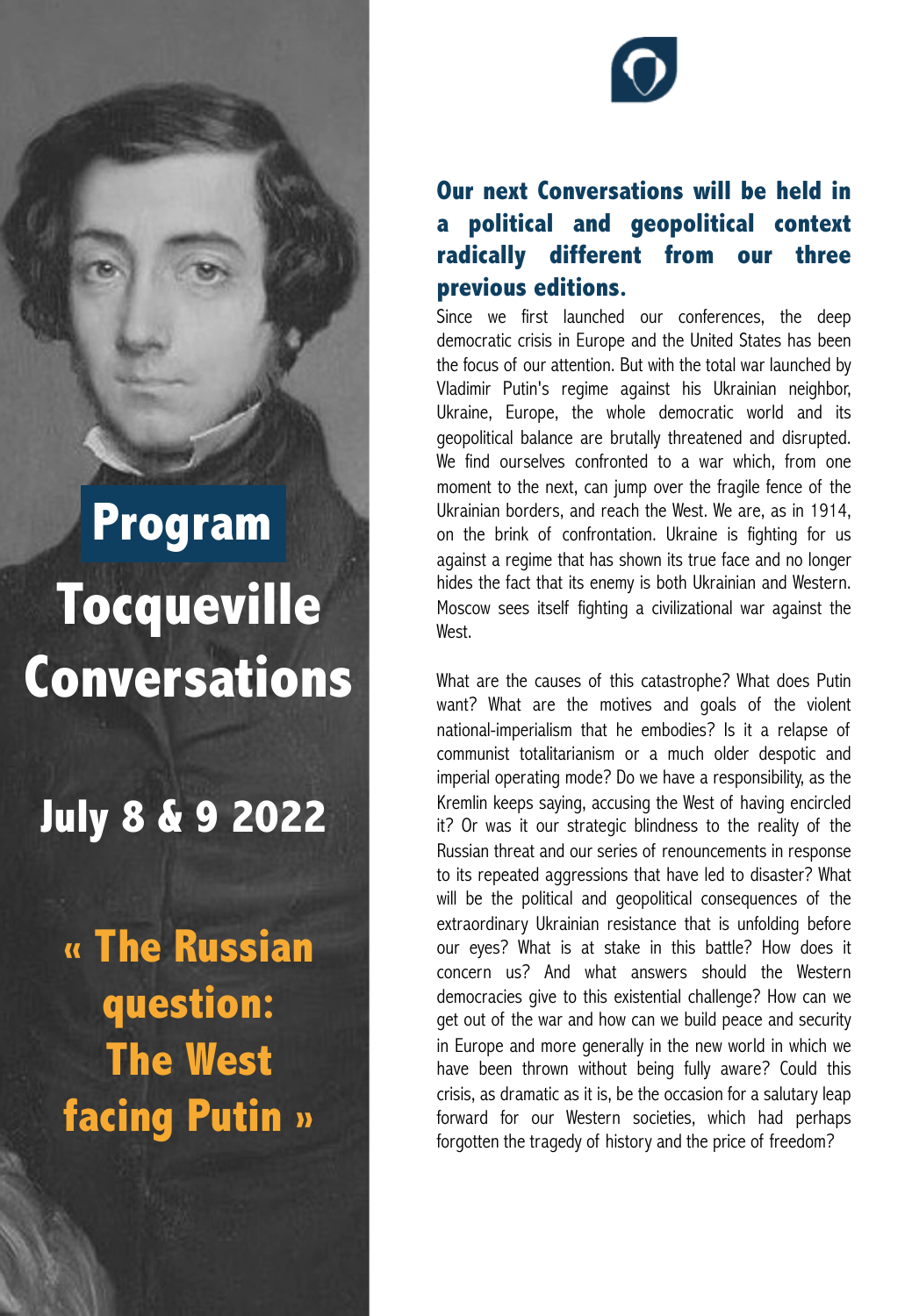# Program

# Tocqueville Conversations

## July 8 & 9 2022

## « The Russian question: The West facing Putin »

**Our next Conversations will be held in a political and geopolitical context radically different from our three previous editions.**

Since we first launched our conferences, the deep democratic crisis in Europe and the United States has been the focus of our attention. But with the total war launched by Vladimir Putin's regime against his Ukrainian neighbor, Ukraine, Europe, the whole democratic world and its geopolitical balance are brutally threatened and disrupted. We find ourselves confronted to a war which, from one moment to the next, can jump over the fragile fence of the Ukrainian borders, and reach the West. We are, as in 1914, on the brink of confrontation. Ukraine is fighting for us against a regime that has shown its true face and no longer hides the fact that its enemy is both Ukrainian and Western. Moscow sees itself fighting a civilizational war against the West.

What are the causes of this catastrophe? What does Putin want? What are the motives and goals of the violent national-imperialism that he embodies? Is it a relapse of communist totalitarianism or a much older despotic and imperial operating mode? Do we have a responsibility, as the Kremlin keeps saying, accusing the West of having encircled it? Or was it our strategic blindness to the reality of the Russian threat and our series of renouncements in response to its repeated aggressions that have led to disaster? What will be the political and geopolitical consequences of the extraordinary Ukrainian resistance that is unfolding before our eyes? What is at stake in this battle? How does it concern us? And what answers should the Western democracies give to this existential challenge? How can we get out of the war and how can we build peace and security in Europe and more generally in the new world in which we have been thrown without being fully aware? Could this crisis, as dramatic as it is, be the occasion for a salutary leap forward for our Western societies, which had perhaps forgotten the tragedy of history and the price of freedom?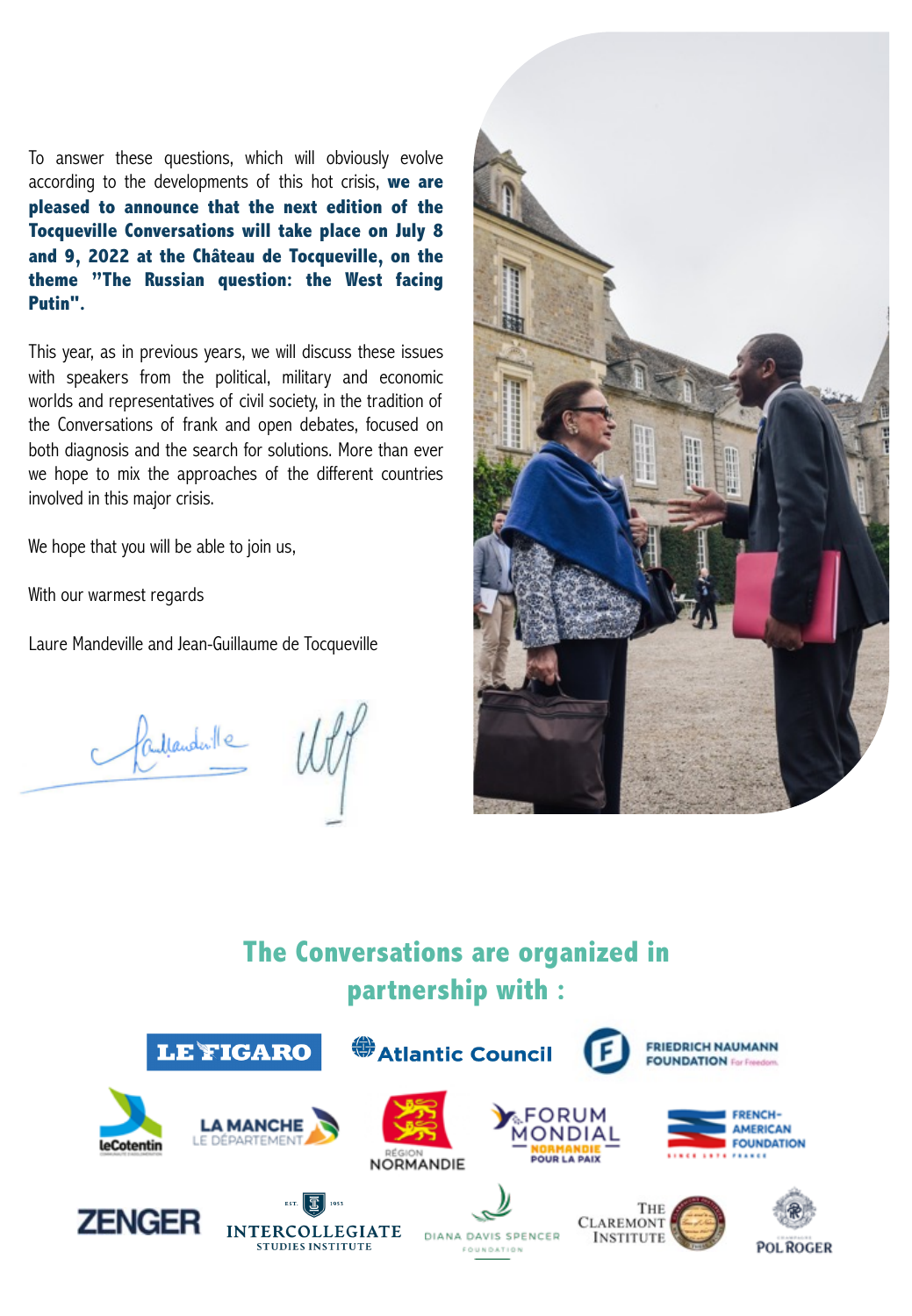To answer these questions, which will obviously evolve according to the developments of this hot crisis, **we are pleased to announce that the next edition of the Tocqueville Conversations will take place on July 8 and 9, 2022 at the Château de Tocqueville, on the theme "The Russian question: the West facing Putin".**

This year, as in previous years, we will discuss these issues with speakers from the political, military and economic worlds and representatives of civil society, in the tradition of the Conversations of frank and open debates, focused on both diagnosis and the search for solutions. More than ever we hope to mix the approaches of the different countries involved in this major crisis.

We hope that you will be able to join us,

With our warmest regards

Laure Mandeville and Jean-Guillaume de Tocqueville

## The Conversations are organized in partnership with :

LE FIGARO
Atlantic Council
FRIEDRICH NAUMANN FOUNDATION For Freedom.
leCotentin
LA MANCHE LE DÉPARTEMENT
RÉGION NORMANDIE
FORUM MONDIAL NORMANDIE POUR LA PAIX
FRENCH-AMERICAN FOUNDATION
ZENGER
INTERCOLLEGIATE STUDIES INSTITUTE
DIANA DAVIS SPENCER FOUNDATION
THE CLAREMONT INSTITUTE
POL ROGER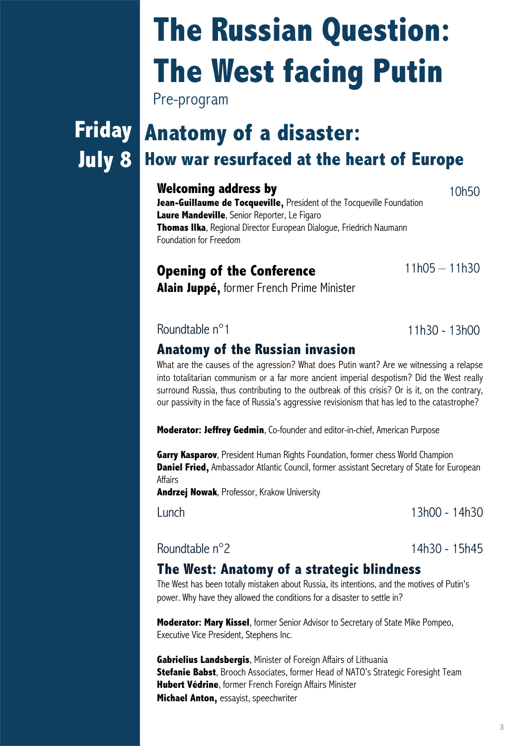# The Russian Question: The West facing Putin

Pre-program

## Friday July 8 — Anatomy of a disaster: How war resurfaced at the heart of Europe

### Welcoming address by

10h50

**Jean-Guillaume de Tocqueville,** President of the Tocqueville Foundation
**Laure Mandeville**, Senior Reporter, Le Figaro
**Thomas Ilka**, Regional Director European Dialogue, Friedrich Naumann Foundation for Freedom

### Opening of the Conference

11h05 – 11h30

**Alain Juppé,** former French Prime Minister

Roundtable n°1

11h30 - 13h00

### Anatomy of the Russian invasion

What are the causes of the agression? What does Putin want? Are we witnessing a relapse into totalitarian communism or a far more ancient imperial despotism? Did the West really surround Russia, thus contributing to the outbreak of this crisis? Or is it, on the contrary, our passivity in the face of Russia's aggressive revisionism that has led to the catastrophe?

**Moderator: Jeffrey Gedmin**, Co-founder and editor-in-chief, American Purpose

**Garry Kasparov**, President Human Rights Foundation, former chess World Champion
**Daniel Fried,** Ambassador Atlantic Council, former assistant Secretary of State for European Affairs
**Andrzej Nowak**, Professor, Krakow University

Lunch

13h00 - 14h30

Roundtable n°2

14h30 - 15h45

### The West: Anatomy of a strategic blindness

The West has been totally mistaken about Russia, its intentions, and the motives of Putin's power. Why have they allowed the conditions for a disaster to settle in?

**Moderator: Mary Kissel**, former Senior Advisor to Secretary of State Mike Pompeo, Executive Vice President, Stephens Inc.

**Gabrielius Landsbergis**, Minister of Foreign Affairs of Lithuania
**Stefanie Babst**, Brooch Associates, former Head of NATO's Strategic Foresight Team
**Hubert Védrine**, former French Foreign Affairs Minister
**Michael Anton,** essayist, speechwriter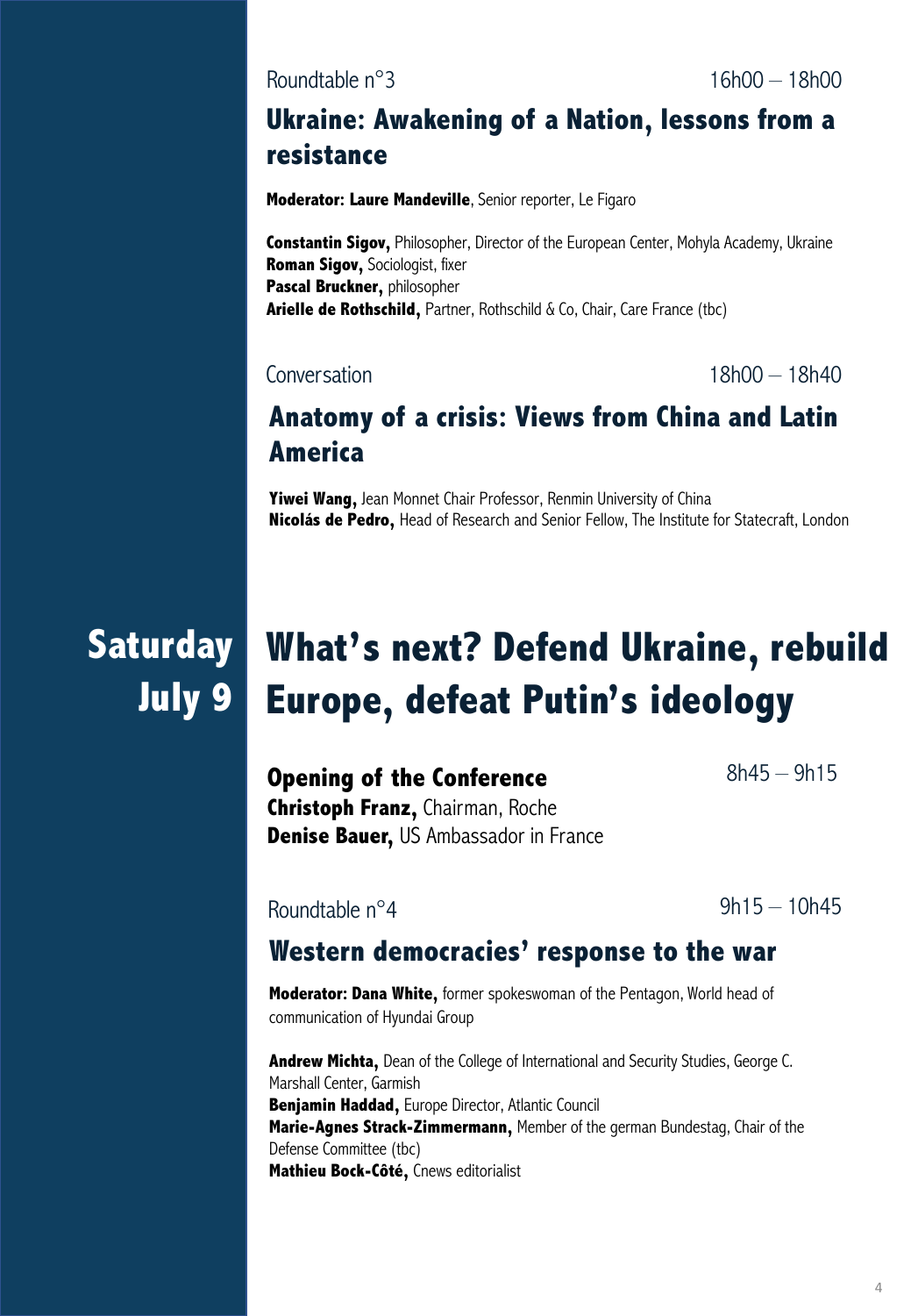Roundtable n°3 — 16h00 – 18h00

## Ukraine: Awakening of a Nation, lessons from a resistance

**Moderator: Laure Mandeville**, Senior reporter, Le Figaro

**Constantin Sigov,** Philosopher, Director of the European Center, Mohyla Academy, Ukraine
**Roman Sigov,** Sociologist, fixer
**Pascal Bruckner,** philosopher
**Arielle de Rothschild,** Partner, Rothschild & Co, Chair, Care France (tbc)

Conversation — 18h00 – 18h40

## Anatomy of a crisis: Views from China and Latin America

**Yiwei Wang,** Jean Monnet Chair Professor, Renmin University of China
**Nicolás de Pedro,** Head of Research and Senior Fellow, The Institute for Statecraft, London

# Saturday July 9

# What's next? Defend Ukraine, rebuild Europe, defeat Putin's ideology

### Opening of the Conference

8h45 – 9h15

**Christoph Franz,** Chairman, Roche
**Denise Bauer,** US Ambassador in France

Roundtable n°4 — 9h15 – 10h45

## Western democracies' response to the war

**Moderator: Dana White,** former spokeswoman of the Pentagon, World head of communication of Hyundai Group

**Andrew Michta,** Dean of the College of International and Security Studies, George C. Marshall Center, Garmish
**Benjamin Haddad,** Europe Director, Atlantic Council
**Marie-Agnes Strack-Zimmermann,** Member of the german Bundestag, Chair of the Defense Committee (tbc)
**Mathieu Bock-Côté,** Cnews editorialist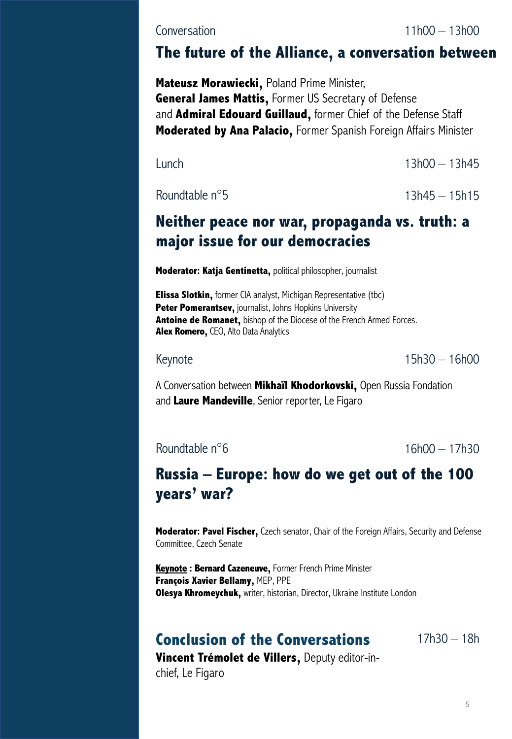Conversation 11h00 – 13h00

## The future of the Alliance, a conversation between

**Mateusz Morawiecki,** Poland Prime Minister,
**General James Mattis,** Former US Secretary of Defense
and **Admiral Edouard Guillaud,** former Chief of the Defense Staff
**Moderated by Ana Palacio,** Former Spanish Foreign Affairs Minister

Lunch 13h00 – 13h45

Roundtable n°5 13h45 – 15h15

## Neither peace nor war, propaganda vs. truth: a major issue for our democracies

**Moderator: Katja Gentinetta,** political philosopher, journalist

**Elissa Slotkin,** former CIA analyst, Michigan Representative (tbc)
**Peter Pomerantsev,** journalist, Johns Hopkins University
**Antoine de Romanet,** bishop of the Diocese of the French Armed Forces.
**Alex Romero,** CEO, Alto Data Analytics

Keynote 15h30 – 16h00

A Conversation between **Mikhaïl Khodorkovski,** Open Russia Fondation
and **Laure Mandeville**, Senior reporter, Le Figaro

Roundtable n°6 16h00 – 17h30

## Russia – Europe: how do we get out of the 100 years' war?

**Moderator: Pavel Fischer,** Czech senator, Chair of the Foreign Affairs, Security and Defense Committee, Czech Senate

**Keynote : Bernard Cazeneuve,** Former French Prime Minister
**François Xavier Bellamy,** MEP, PPE
**Olesya Khromeychuk,** writer, historian, Director, Ukraine Institute London

## Conclusion of the Conversations 17h30 – 18h

**Vincent Trémolet de Villers,** Deputy editor-in-chief, Le Figaro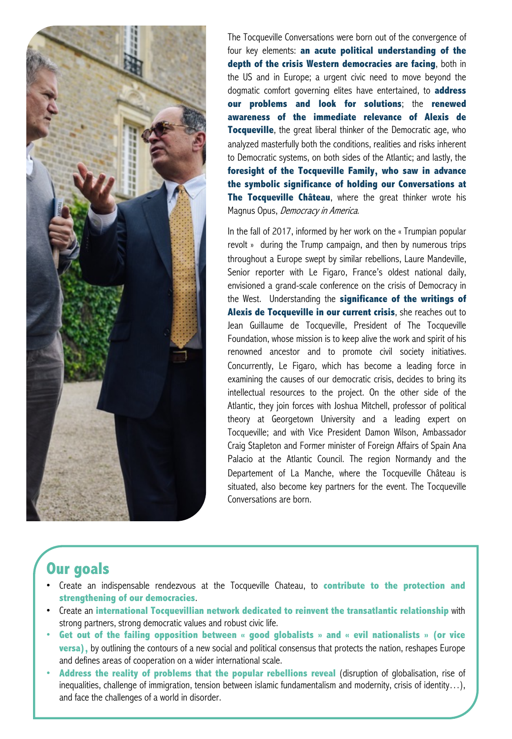The Tocqueville Conversations were born out of the convergence of four key elements: **an acute political understanding of the depth of the crisis Western democracies are facing**, both in the US and in Europe; a urgent civic need to move beyond the dogmatic comfort governing elites have entertained, to **address our problems and look for solutions**; the **renewed awareness of the immediate relevance of Alexis de Tocqueville**, the great liberal thinker of the Democratic age, who analyzed masterfully both the conditions, realities and risks inherent to Democratic systems, on both sides of the Atlantic; and lastly, the **foresight of the Tocqueville Family, who saw in advance the symbolic significance of holding our Conversations at The Tocqueville Château**, where the great thinker wrote his Magnus Opus, *Democracy in America*.

In the fall of 2017, informed by her work on the « Trumpian popular revolt » during the Trump campaign, and then by numerous trips throughout a Europe swept by similar rebellions, Laure Mandeville, Senior reporter with Le Figaro, France's oldest national daily, envisioned a grand-scale conference on the crisis of Democracy in the West. Understanding the **significance of the writings of Alexis de Tocqueville in our current crisis**, she reaches out to Jean Guillaume de Tocqueville, President of The Tocqueville Foundation, whose mission is to keep alive the work and spirit of his renowned ancestor and to promote civil society initiatives. Concurrently, Le Figaro, which has become a leading force in examining the causes of our democratic crisis, decides to bring its intellectual resources to the project. On the other side of the Atlantic, they join forces with Joshua Mitchell, professor of political theory at Georgetown University and a leading expert on Tocqueville; and with Vice President Damon Wilson, Ambassador Craig Stapleton and Former minister of Foreign Affairs of Spain Ana Palacio at the Atlantic Council. The region Normandy and the Departement of La Manche, where the Tocqueville Château is situated, also become key partners for the event. The Tocqueville Conversations are born.

## Our goals

- Create an indispensable rendezvous at the Tocqueville Chateau, to **contribute to the protection and strengthening of our democracies**.
- Create an **international Tocquevillian network dedicated to reinvent the transatlantic relationship** with strong partners, strong democratic values and robust civic life.
- **Get out of the failing opposition between « good globalists » and « evil nationalists » (or vice versa),** by outlining the contours of a new social and political consensus that protects the nation, reshapes Europe and defines areas of cooperation on a wider international scale.
- **Address the reality of problems that the popular rebellions reveal** (disruption of globalisation, rise of inequalities, challenge of immigration, tension between islamic fundamentalism and modernity, crisis of identity…), and face the challenges of a world in disorder.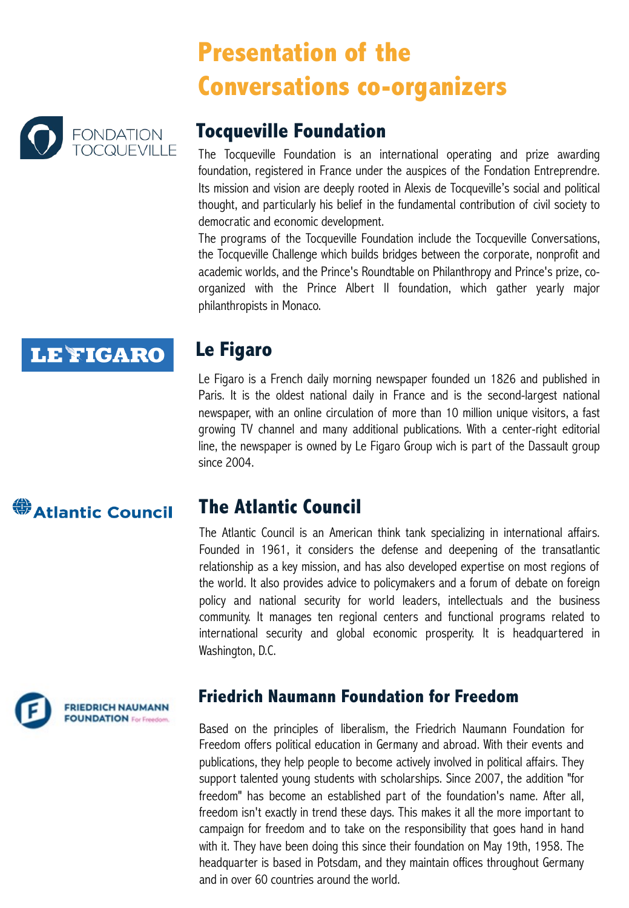# Presentation of the Conversations co-organizers

## Tocqueville Foundation

The Tocqueville Foundation is an international operating and prize awarding foundation, registered in France under the auspices of the Fondation Entreprendre. Its mission and vision are deeply rooted in Alexis de Tocqueville's social and political thought, and particularly his belief in the fundamental contribution of civil society to democratic and economic development.

The programs of the Tocqueville Foundation include the Tocqueville Conversations, the Tocqueville Challenge which builds bridges between the corporate, nonprofit and academic worlds, and the Prince's Roundtable on Philanthropy and Prince's prize, co-organized with the Prince Albert II foundation, which gather yearly major philanthropists in Monaco.

## Le Figaro

Le Figaro is a French daily morning newspaper founded un 1826 and published in Paris. It is the oldest national daily in France and is the second-largest national newspaper, with an online circulation of more than 10 million unique visitors, a fast growing TV channel and many additional publications. With a center-right editorial line, the newspaper is owned by Le Figaro Group wich is part of the Dassault group since 2004.

## The Atlantic Council

The Atlantic Council is an American think tank specializing in international affairs. Founded in 1961, it considers the defense and deepening of the transatlantic relationship as a key mission, and has also developed expertise on most regions of the world. It also provides advice to policymakers and a forum of debate on foreign policy and national security for world leaders, intellectuals and the business community. It manages ten regional centers and functional programs related to international security and global economic prosperity. It is headquartered in Washington, D.C.

## Friedrich Naumann Foundation for Freedom

Based on the principles of liberalism, the Friedrich Naumann Foundation for Freedom offers political education in Germany and abroad. With their events and publications, they help people to become actively involved in political affairs. They support talented young students with scholarships. Since 2007, the addition "for freedom" has become an established part of the foundation's name. After all, freedom isn't exactly in trend these days. This makes it all the more important to campaign for freedom and to take on the responsibility that goes hand in hand with it. They have been doing this since their foundation on May 19th, 1958. The headquarter is based in Potsdam, and they maintain offices throughout Germany and in over 60 countries around the world.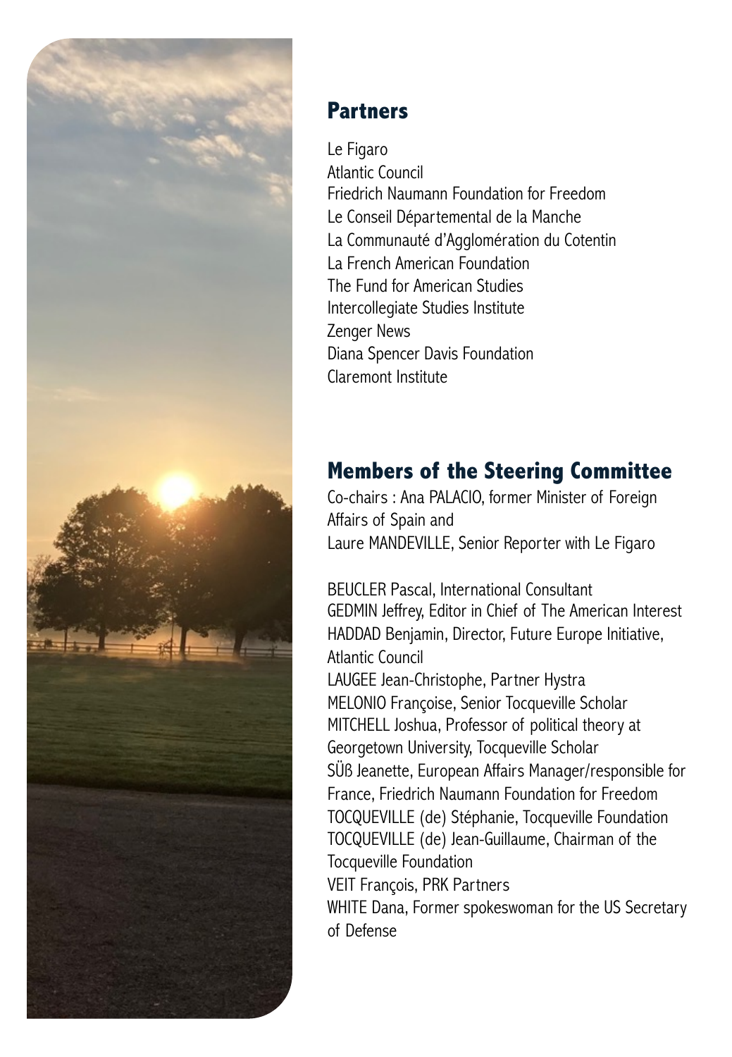## Partners

Le Figaro
Atlantic Council
Friedrich Naumann Foundation for Freedom
Le Conseil Départemental de la Manche
La Communauté d'Agglomération du Cotentin
La French American Foundation
The Fund for American Studies
Intercollegiate Studies Institute
Zenger News
Diana Spencer Davis Foundation
Claremont Institute

## Members of the Steering Committee

Co-chairs : Ana PALACIO, former Minister of Foreign Affairs of Spain and
Laure MANDEVILLE, Senior Reporter with Le Figaro

BEUCLER Pascal, International Consultant
GEDMIN Jeffrey, Editor in Chief of The American Interest
HADDAD Benjamin, Director, Future Europe Initiative, Atlantic Council
LAUGEE Jean-Christophe, Partner Hystra
MELONIO Françoise, Senior Tocqueville Scholar
MITCHELL Joshua, Professor of political theory at Georgetown University, Tocqueville Scholar
SÜß Jeanette, European Affairs Manager/responsible for France, Friedrich Naumann Foundation for Freedom
TOCQUEVILLE (de) Stéphanie, Tocqueville Foundation
TOCQUEVILLE (de) Jean-Guillaume, Chairman of the Tocqueville Foundation
VEIT François, PRK Partners
WHITE Dana, Former spokeswoman for the US Secretary of Defense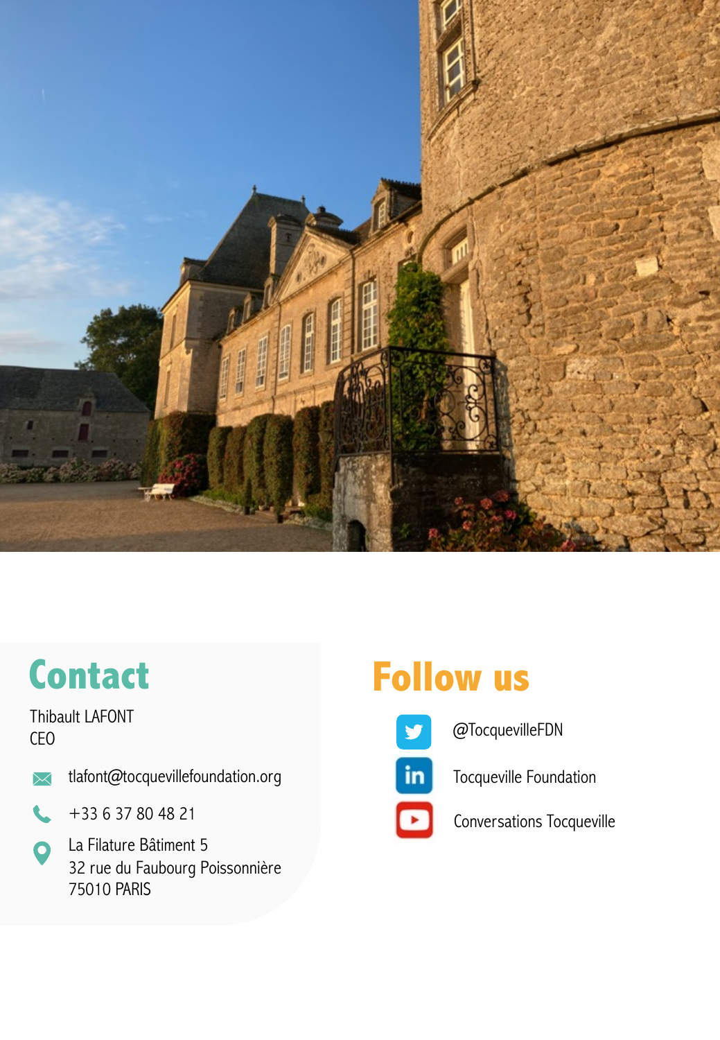## Contact

Thibault LAFONT
CEO

tlafont@tocquevillefoundation.org

+33 6 37 80 48 21

La Filature Bâtiment 5
32 rue du Faubourg Poissonnière
75010 PARIS

## Follow us

@TocquevilleFDN

Tocqueville Foundation

Conversations Tocqueville